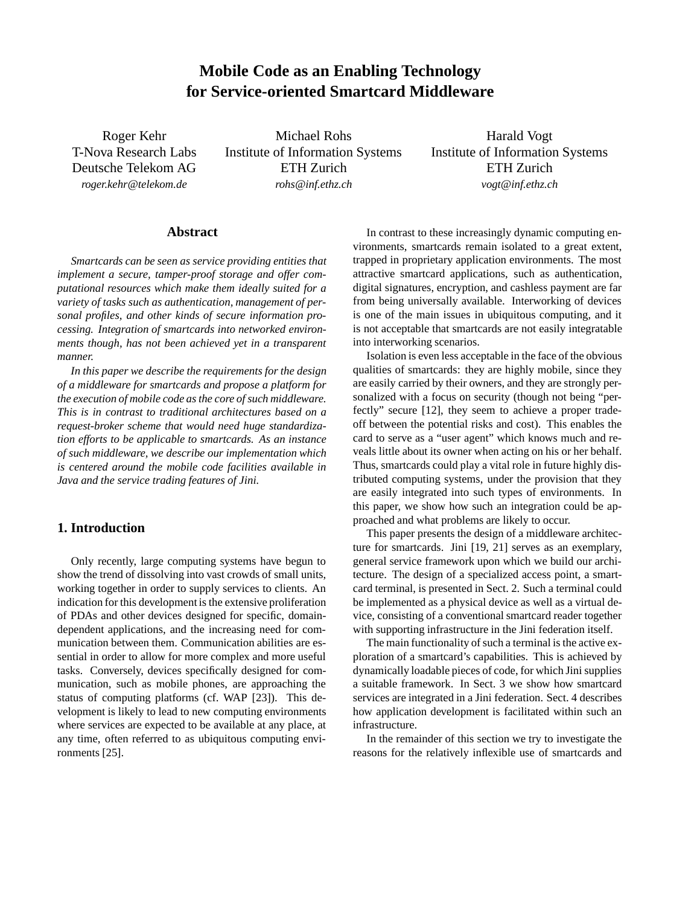# Mobile Code as an Enabling Technology for Service-oriented Smartcard Middleware

Roger Kehr
T-Nova Research Labs
Deutsche Telekom AG
*roger.kehr@telekom.de*

Michael Rohs
Institute of Information Systems
ETH Zurich
*rohs@inf.ethz.ch*

Harald Vogt
Institute of Information Systems
ETH Zurich
*vogt@inf.ethz.ch*

## Abstract

*Smartcards can be seen as service providing entities that implement a secure, tamper-proof storage and offer computational resources which make them ideally suited for a variety of tasks such as authentication, management of personal profiles, and other kinds of secure information processing. Integration of smartcards into networked environments though, has not been achieved yet in a transparent manner.*

*In this paper we describe the requirements for the design of a middleware for smartcards and propose a platform for the execution of mobile code as the core of such middleware. This is in contrast to traditional architectures based on a request-broker scheme that would need huge standardization efforts to be applicable to smartcards. As an instance of such middleware, we describe our implementation which is centered around the mobile code facilities available in Java and the service trading features of Jini.*

## 1. Introduction

Only recently, large computing systems have begun to show the trend of dissolving into vast crowds of small units, working together in order to supply services to clients. An indication for this development is the extensive proliferation of PDAs and other devices designed for specific, domain-dependent applications, and the increasing need for communication between them. Communication abilities are essential in order to allow for more complex and more useful tasks. Conversely, devices specifically designed for communication, such as mobile phones, are approaching the status of computing platforms (cf. WAP [23]). This development is likely to lead to new computing environments where services are expected to be available at any place, at any time, often referred to as ubiquitous computing environments [25].

In contrast to these increasingly dynamic computing environments, smartcards remain isolated to a great extent, trapped in proprietary application environments. The most attractive smartcard applications, such as authentication, digital signatures, encryption, and cashless payment are far from being universally available. Interworking of devices is one of the main issues in ubiquitous computing, and it is not acceptable that smartcards are not easily integratable into interworking scenarios.

Isolation is even less acceptable in the face of the obvious qualities of smartcards: they are highly mobile, since they are easily carried by their owners, and they are strongly personalized with a focus on security (though not being "perfectly" secure [12], they seem to achieve a proper trade-off between the potential risks and cost). This enables the card to serve as a "user agent" which knows much and reveals little about its owner when acting on his or her behalf. Thus, smartcards could play a vital role in future highly distributed computing systems, under the provision that they are easily integrated into such types of environments. In this paper, we show how such an integration could be approached and what problems are likely to occur.

This paper presents the design of a middleware architecture for smartcards. Jini [19, 21] serves as an exemplary, general service framework upon which we build our architecture. The design of a specialized access point, a smartcard terminal, is presented in Sect. 2. Such a terminal could be implemented as a physical device as well as a virtual device, consisting of a conventional smartcard reader together with supporting infrastructure in the Jini federation itself.

The main functionality of such a terminal is the active exploration of a smartcard's capabilities. This is achieved by dynamically loadable pieces of code, for which Jini supplies a suitable framework. In Sect. 3 we show how smartcard services are integrated in a Jini federation. Sect. 4 describes how application development is facilitated within such an infrastructure.

In the remainder of this section we try to investigate the reasons for the relatively inflexible use of smartcards and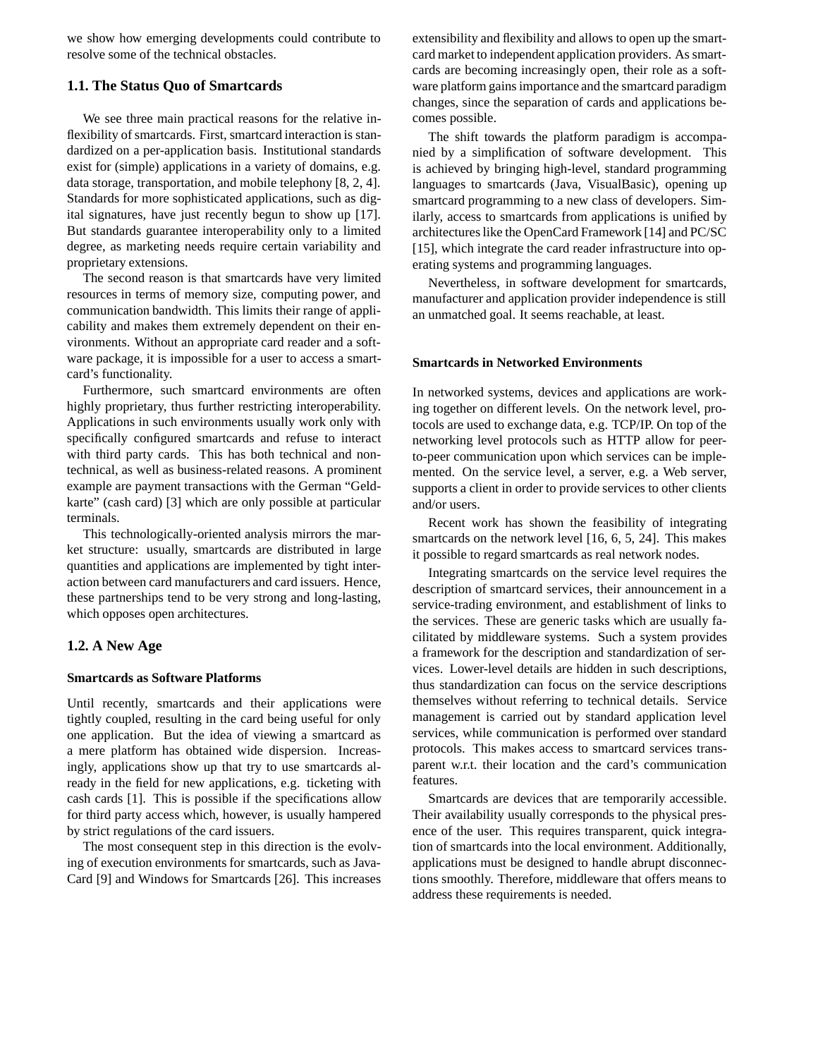we show how emerging developments could contribute to resolve some of the technical obstacles.

## 1.1. The Status Quo of Smartcards

We see three main practical reasons for the relative inflexibility of smartcards. First, smartcard interaction is standardized on a per-application basis. Institutional standards exist for (simple) applications in a variety of domains, e.g. data storage, transportation, and mobile telephony [8, 2, 4]. Standards for more sophisticated applications, such as digital signatures, have just recently begun to show up [17]. But standards guarantee interoperability only to a limited degree, as marketing needs require certain variability and proprietary extensions.

The second reason is that smartcards have very limited resources in terms of memory size, computing power, and communication bandwidth. This limits their range of applicability and makes them extremely dependent on their environments. Without an appropriate card reader and a software package, it is impossible for a user to access a smartcard's functionality.

Furthermore, such smartcard environments are often highly proprietary, thus further restricting interoperability. Applications in such environments usually work only with specifically configured smartcards and refuse to interact with third party cards. This has both technical and non-technical, as well as business-related reasons. A prominent example are payment transactions with the German "Geldkarte" (cash card) [3] which are only possible at particular terminals.

This technologically-oriented analysis mirrors the market structure: usually, smartcards are distributed in large quantities and applications are implemented by tight interaction between card manufacturers and card issuers. Hence, these partnerships tend to be very strong and long-lasting, which opposes open architectures.

## 1.2. A New Age

### Smartcards as Software Platforms

Until recently, smartcards and their applications were tightly coupled, resulting in the card being useful for only one application. But the idea of viewing a smartcard as a mere platform has obtained wide dispersion. Increasingly, applications show up that try to use smartcards already in the field for new applications, e.g. ticketing with cash cards [1]. This is possible if the specifications allow for third party access which, however, is usually hampered by strict regulations of the card issuers.

The most consequent step in this direction is the evolving of execution environments for smartcards, such as JavaCard [9] and Windows for Smartcards [26]. This increases extensibility and flexibility and allows to open up the smartcard market to independent application providers. As smartcards are becoming increasingly open, their role as a software platform gains importance and the smartcard paradigm changes, since the separation of cards and applications becomes possible.

The shift towards the platform paradigm is accompanied by a simplification of software development. This is achieved by bringing high-level, standard programming languages to smartcards (Java, VisualBasic), opening up smartcard programming to a new class of developers. Similarly, access to smartcards from applications is unified by architectures like the OpenCard Framework [14] and PC/SC [15], which integrate the card reader infrastructure into operating systems and programming languages.

Nevertheless, in software development for smartcards, manufacturer and application provider independence is still an unmatched goal. It seems reachable, at least.

### Smartcards in Networked Environments

In networked systems, devices and applications are working together on different levels. On the network level, protocols are used to exchange data, e.g. TCP/IP. On top of the networking level protocols such as HTTP allow for peer-to-peer communication upon which services can be implemented. On the service level, a server, e.g. a Web server, supports a client in order to provide services to other clients and/or users.

Recent work has shown the feasibility of integrating smartcards on the network level [16, 6, 5, 24]. This makes it possible to regard smartcards as real network nodes.

Integrating smartcards on the service level requires the description of smartcard services, their announcement in a service-trading environment, and establishment of links to the services. These are generic tasks which are usually facilitated by middleware systems. Such a system provides a framework for the description and standardization of services. Lower-level details are hidden in such descriptions, thus standardization can focus on the service descriptions themselves without referring to technical details. Service management is carried out by standard application level services, while communication is performed over standard protocols. This makes access to smartcard services transparent w.r.t. their location and the card's communication features.

Smartcards are devices that are temporarily accessible. Their availability usually corresponds to the physical presence of the user. This requires transparent, quick integration of smartcards into the local environment. Additionally, applications must be designed to handle abrupt disconnections smoothly. Therefore, middleware that offers means to address these requirements is needed.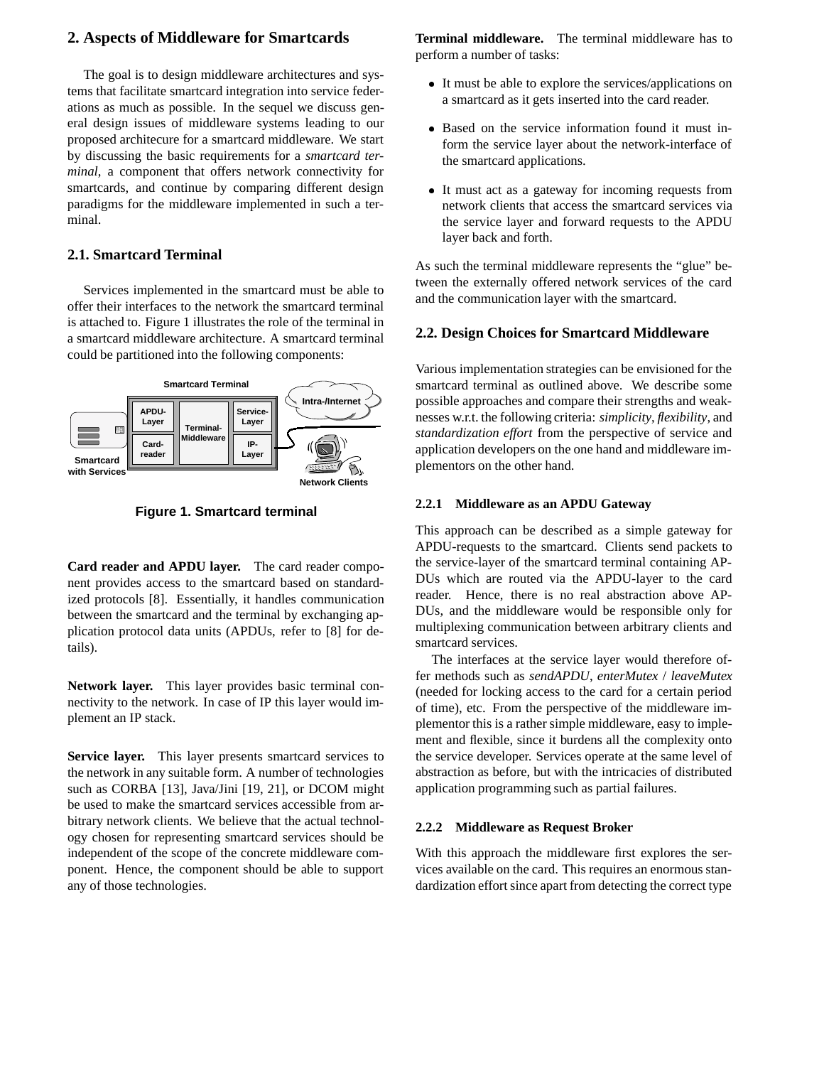## 2. Aspects of Middleware for Smartcards

The goal is to design middleware architectures and systems that facilitate smartcard integration into service federations as much as possible. In the sequel we discuss general design issues of middleware systems leading to our proposed architecure for a smartcard middleware. We start by discussing the basic requirements for a *smartcard terminal*, a component that offers network connectivity for smartcards, and continue by comparing different design paradigms for the middleware implemented in such a terminal.

### 2.1. Smartcard Terminal

Services implemented in the smartcard must be able to offer their interfaces to the network the smartcard terminal is attached to. Figure 1 illustrates the role of the terminal in a smartcard middleware architecture. A smartcard terminal could be partitioned into the following components:

Figure 1. Smartcard terminal

**Card reader and APDU layer.** The card reader component provides access to the smartcard based on standardized protocols [8]. Essentially, it handles communication between the smartcard and the terminal by exchanging application protocol data units (APDUs, refer to [8] for details).

**Network layer.** This layer provides basic terminal connectivity to the network. In case of IP this layer would implement an IP stack.

**Service layer.** This layer presents smartcard services to the network in any suitable form. A number of technologies such as CORBA [13], Java/Jini [19, 21], or DCOM might be used to make the smartcard services accessible from arbitrary network clients. We believe that the actual technology chosen for representing smartcard services should be independent of the scope of the concrete middleware component. Hence, the component should be able to support any of those technologies.

**Terminal middleware.** The terminal middleware has to perform a number of tasks:

- It must be able to explore the services/applications on a smartcard as it gets inserted into the card reader.
- Based on the service information found it must inform the service layer about the network-interface of the smartcard applications.
- It must act as a gateway for incoming requests from network clients that access the smartcard services via the service layer and forward requests to the APDU layer back and forth.

As such the terminal middleware represents the "glue" between the externally offered network services of the card and the communication layer with the smartcard.

### 2.2. Design Choices for Smartcard Middleware

Various implementation strategies can be envisioned for the smartcard terminal as outlined above. We describe some possible approaches and compare their strengths and weaknesses w.r.t. the following criteria: *simplicity*, *flexibility*, and *standardization effort* from the perspective of service and application developers on the one hand and middleware implementors on the other hand.

#### 2.2.1 Middleware as an APDU Gateway

This approach can be described as a simple gateway for APDU-requests to the smartcard. Clients send packets to the service-layer of the smartcard terminal containing APDUs which are routed via the APDU-layer to the card reader. Hence, there is no real abstraction above APDUs, and the middleware would be responsible only for multiplexing communication between arbitrary clients and smartcard services.

The interfaces at the service layer would therefore offer methods such as *sendAPDU*, *enterMutex* / *leaveMutex* (needed for locking access to the card for a certain period of time), etc. From the perspective of the middleware implementor this is a rather simple middleware, easy to implement and flexible, since it burdens all the complexity onto the service developer. Services operate at the same level of abstraction as before, but with the intricacies of distributed application programming such as partial failures.

#### 2.2.2 Middleware as Request Broker

With this approach the middleware first explores the services available on the card. This requires an enormous standardization effort since apart from detecting the correct type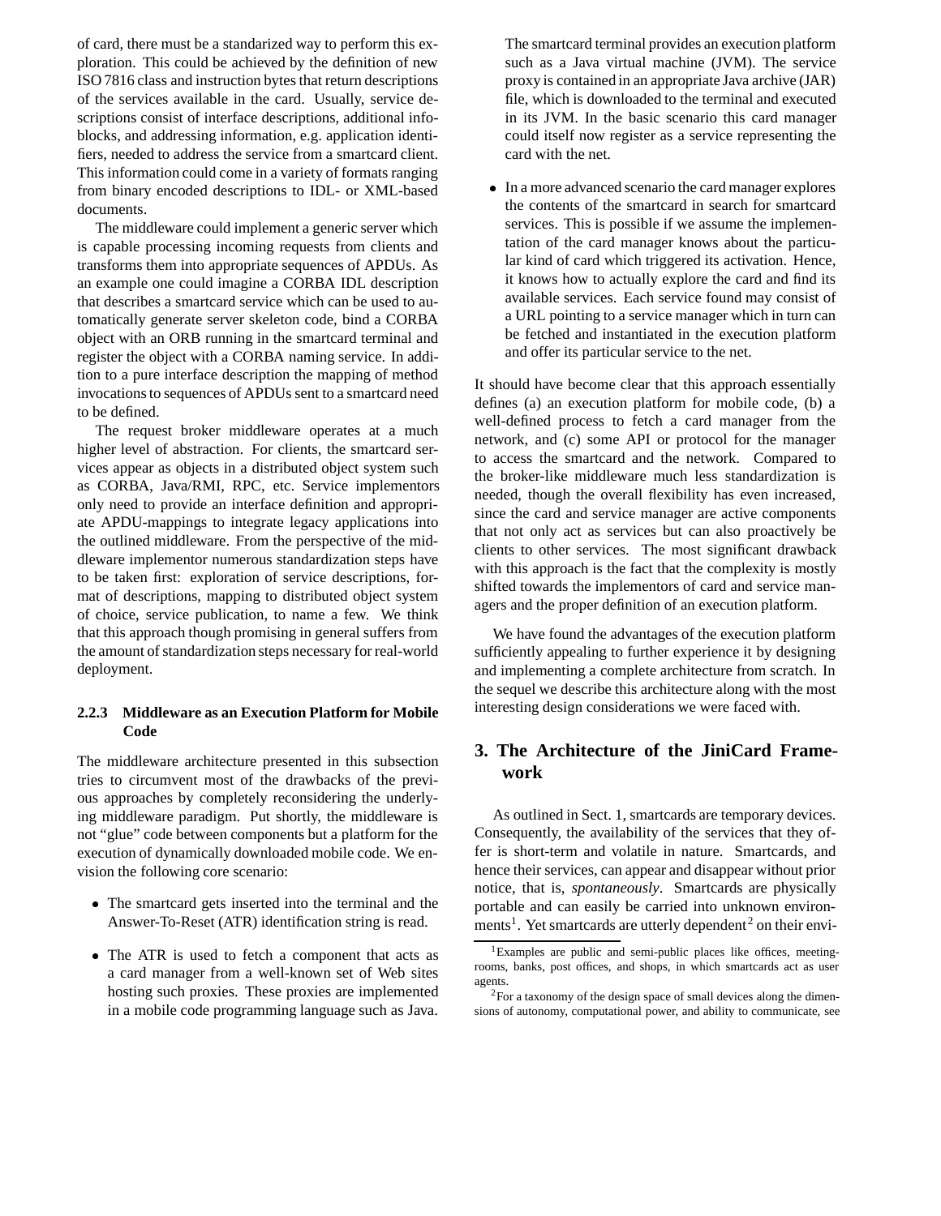of card, there must be a standarized way to perform this exploration. This could be achieved by the definition of new ISO 7816 class and instruction bytes that return descriptions of the services available in the card. Usually, service descriptions consist of interface descriptions, additional infoblocks, and addressing information, e.g. application identifiers, needed to address the service from a smartcard client. This information could come in a variety of formats ranging from binary encoded descriptions to IDL- or XML-based documents.

The middleware could implement a generic server which is capable processing incoming requests from clients and transforms them into appropriate sequences of APDUs. As an example one could imagine a CORBA IDL description that describes a smartcard service which can be used to automatically generate server skeleton code, bind a CORBA object with an ORB running in the smartcard terminal and register the object with a CORBA naming service. In addition to a pure interface description the mapping of method invocations to sequences of APDUs sent to a smartcard need to be defined.

The request broker middleware operates at a much higher level of abstraction. For clients, the smartcard services appear as objects in a distributed object system such as CORBA, Java/RMI, RPC, etc. Service implementors only need to provide an interface definition and appropriate APDU-mappings to integrate legacy applications into the outlined middleware. From the perspective of the middleware implementor numerous standardization steps have to be taken first: exploration of service descriptions, format of descriptions, mapping to distributed object system of choice, service publication, to name a few. We think that this approach though promising in general suffers from the amount of standardization steps necessary for real-world deployment.

#### 2.2.3 Middleware as an Execution Platform for Mobile Code

The middleware architecture presented in this subsection tries to circumvent most of the drawbacks of the previous approaches by completely reconsidering the underlying middleware paradigm. Put shortly, the middleware is not "glue" code between components but a platform for the execution of dynamically downloaded mobile code. We envision the following core scenario:

- The smartcard gets inserted into the terminal and the Answer-To-Reset (ATR) identification string is read.
- The ATR is used to fetch a component that acts as a card manager from a well-known set of Web sites hosting such proxies. These proxies are implemented in a mobile code programming language such as Java. The smartcard terminal provides an execution platform such as a Java virtual machine (JVM). The service proxy is contained in an appropriate Java archive (JAR) file, which is downloaded to the terminal and executed in its JVM. In the basic scenario this card manager could itself now register as a service representing the card with the net.
- In a more advanced scenario the card manager explores the contents of the smartcard in search for smartcard services. This is possible if we assume the implementation of the card manager knows about the particular kind of card which triggered its activation. Hence, it knows how to actually explore the card and find its available services. Each service found may consist of a URL pointing to a service manager which in turn can be fetched and instantiated in the execution platform and offer its particular service to the net.

It should have become clear that this approach essentially defines (a) an execution platform for mobile code, (b) a well-defined process to fetch a card manager from the network, and (c) some API or protocol for the manager to access the smartcard and the network. Compared to the broker-like middleware much less standardization is needed, though the overall flexibility has even increased, since the card and service manager are active components that not only act as services but can also proactively be clients to other services. The most significant drawback with this approach is the fact that the complexity is mostly shifted towards the implementors of card and service managers and the proper definition of an execution platform.

We have found the advantages of the execution platform sufficiently appealing to further experience it by designing and implementing a complete architecture from scratch. In the sequel we describe this architecture along with the most interesting design considerations we were faced with.

## 3. The Architecture of the JiniCard Framework

As outlined in Sect. 1, smartcards are temporary devices. Consequently, the availability of the services that they offer is short-term and volatile in nature. Smartcards, and hence their services, can appear and disappear without prior notice, that is, *spontaneously*. Smartcards are physically portable and can easily be carried into unknown environments[1]. Yet smartcards are utterly dependent[2] on their envi-

[1] Examples are public and semi-public places like offices, meeting-rooms, banks, post offices, and shops, in which smartcards act as user agents.

[2] For a taxonomy of the design space of small devices along the dimensions of autonomy, computational power, and ability to communicate, see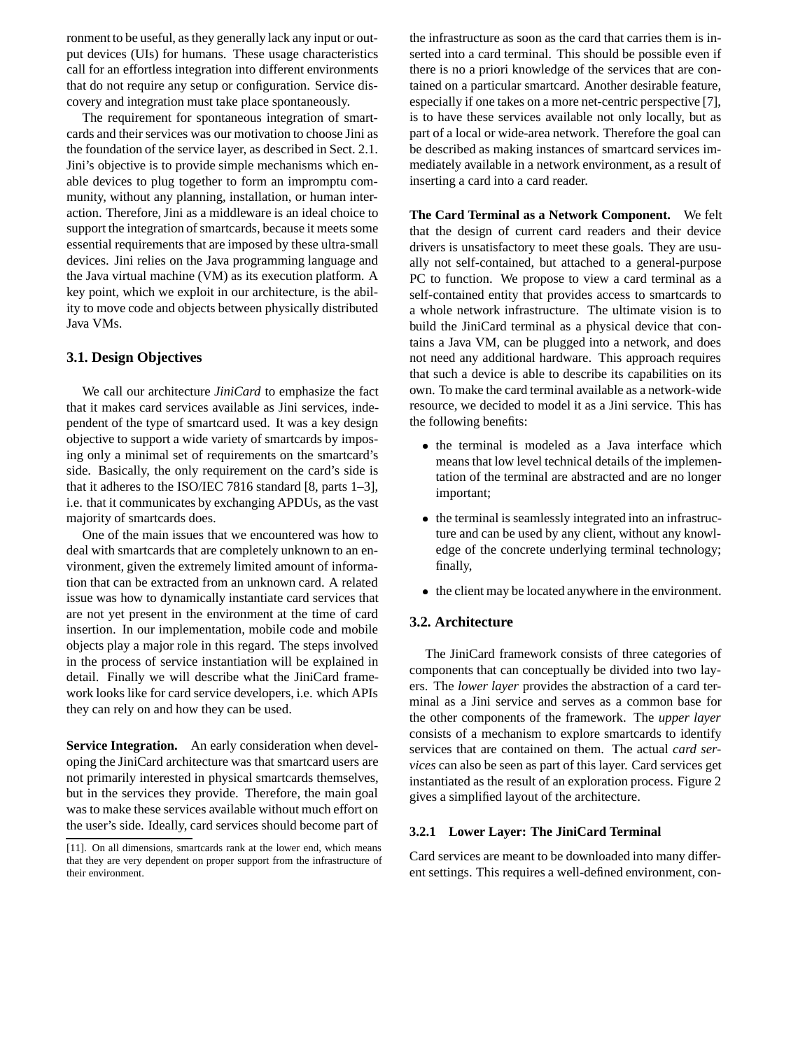ronment to be useful, as they generally lack any input or output devices (UIs) for humans. These usage characteristics call for an effortless integration into different environments that do not require any setup or configuration. Service discovery and integration must take place spontaneously.

The requirement for spontaneous integration of smartcards and their services was our motivation to choose Jini as the foundation of the service layer, as described in Sect. 2.1. Jini's objective is to provide simple mechanisms which enable devices to plug together to form an impromptu community, without any planning, installation, or human interaction. Therefore, Jini as a middleware is an ideal choice to support the integration of smartcards, because it meets some essential requirements that are imposed by these ultra-small devices. Jini relies on the Java programming language and the Java virtual machine (VM) as its execution platform. A key point, which we exploit in our architecture, is the ability to move code and objects between physically distributed Java VMs.

### 3.1. Design Objectives

We call our architecture *JiniCard* to emphasize the fact that it makes card services available as Jini services, independent of the type of smartcard used. It was a key design objective to support a wide variety of smartcards by imposing only a minimal set of requirements on the smartcard's side. Basically, the only requirement on the card's side is that it adheres to the ISO/IEC 7816 standard [8, parts 1–3], i.e. that it communicates by exchanging APDUs, as the vast majority of smartcards does.

One of the main issues that we encountered was how to deal with smartcards that are completely unknown to an environment, given the extremely limited amount of information that can be extracted from an unknown card. A related issue was how to dynamically instantiate card services that are not yet present in the environment at the time of card insertion. In our implementation, mobile code and mobile objects play a major role in this regard. The steps involved in the process of service instantiation will be explained in detail. Finally we will describe what the JiniCard framework looks like for card service developers, i.e. which APIs they can rely on and how they can be used.

**Service Integration.** An early consideration when developing the JiniCard architecture was that smartcard users are not primarily interested in physical smartcards themselves, but in the services they provide. Therefore, the main goal was to make these services available without much effort on the user's side. Ideally, card services should become part of the infrastructure as soon as the card that carries them is inserted into a card terminal. This should be possible even if there is no a priori knowledge of the services that are contained on a particular smartcard. Another desirable feature, especially if one takes on a more net-centric perspective [7], is to have these services available not only locally, but as part of a local or wide-area network. Therefore the goal can be described as making instances of smartcard services immediately available in a network environment, as a result of inserting a card into a card reader.

[11]. On all dimensions, smartcards rank at the lower end, which means that they are very dependent on proper support from the infrastructure of their environment.

**The Card Terminal as a Network Component.** We felt that the design of current card readers and their device drivers is unsatisfactory to meet these goals. They are usually not self-contained, but attached to a general-purpose PC to function. We propose to view a card terminal as a self-contained entity that provides access to smartcards to a whole network infrastructure. The ultimate vision is to build the JiniCard terminal as a physical device that contains a Java VM, can be plugged into a network, and does not need any additional hardware. This approach requires that such a device is able to describe its capabilities on its own. To make the card terminal available as a network-wide resource, we decided to model it as a Jini service. This has the following benefits:

- the terminal is modeled as a Java interface which means that low level technical details of the implementation of the terminal are abstracted and are no longer important;
- the terminal is seamlessly integrated into an infrastructure and can be used by any client, without any knowledge of the concrete underlying terminal technology; finally,
- the client may be located anywhere in the environment.

### 3.2. Architecture

The JiniCard framework consists of three categories of components that can conceptually be divided into two layers. The *lower layer* provides the abstraction of a card terminal as a Jini service and serves as a common base for the other components of the framework. The *upper layer* consists of a mechanism to explore smartcards to identify services that are contained on them. The actual *card services* can also be seen as part of this layer. Card services get instantiated as the result of an exploration process. Figure 2 gives a simplified layout of the architecture.

#### 3.2.1 Lower Layer: The JiniCard Terminal

Card services are meant to be downloaded into many different settings. This requires a well-defined environment, con-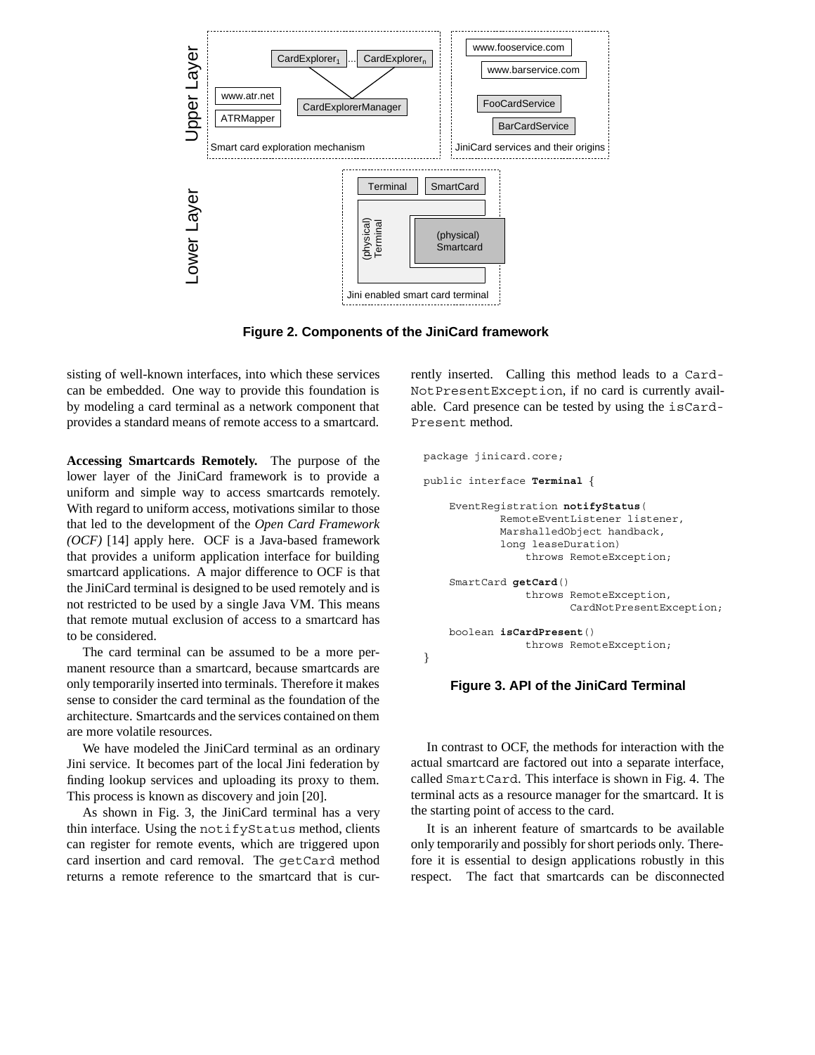Figure 2. Components of the JiniCard framework

sisting of well-known interfaces, into which these services can be embedded. One way to provide this foundation is by modeling a card terminal as a network component that provides a standard means of remote access to a smartcard.

**Accessing Smartcards Remotely.** The purpose of the lower layer of the JiniCard framework is to provide a uniform and simple way to access smartcards remotely. With regard to uniform access, motivations similar to those that led to the development of the *Open Card Framework (OCF)* [14] apply here. OCF is a Java-based framework that provides a uniform application interface for building smartcard applications. A major difference to OCF is that the JiniCard terminal is designed to be used remotely and is not restricted to be used by a single Java VM. This means that remote mutual exclusion of access to a smartcard has to be considered.

The card terminal can be assumed to be a more permanent resource than a smartcard, because smartcards are only temporarily inserted into terminals. Therefore it makes sense to consider the card terminal as the foundation of the architecture. Smartcards and the services contained on them are more volatile resources.

We have modeled the JiniCard terminal as an ordinary Jini service. It becomes part of the local Jini federation by finding lookup services and uploading its proxy to them. This process is known as discovery and join [20].

As shown in Fig. 3, the JiniCard terminal has a very thin interface. Using the `notifyStatus` method, clients can register for remote events, which are triggered upon card insertion and card removal. The `getCard` method returns a remote reference to the smartcard that is currently inserted. Calling this method leads to a `CardNotPresentException`, if no card is currently available. Card presence can be tested by using the `isCardPresent` method.

```
package jinicard.core;

public interface Terminal {

    EventRegistration notifyStatus(
            RemoteEventListener listener,
            MarshalledObject handback,
            long leaseDuration)
                throws RemoteException;

    SmartCard getCard()
                throws RemoteException,
                       CardNotPresentException;

    boolean isCardPresent()
                throws RemoteException;
}
```

**Figure 3. API of the JiniCard Terminal**

In contrast to OCF, the methods for interaction with the actual smartcard are factored out into a separate interface, called `SmartCard`. This interface is shown in Fig. 4. The terminal acts as a resource manager for the smartcard. It is the starting point of access to the card.

It is an inherent feature of smartcards to be available only temporarily and possibly for short periods only. Therefore it is essential to design applications robustly in this respect. The fact that smartcards can be disconnected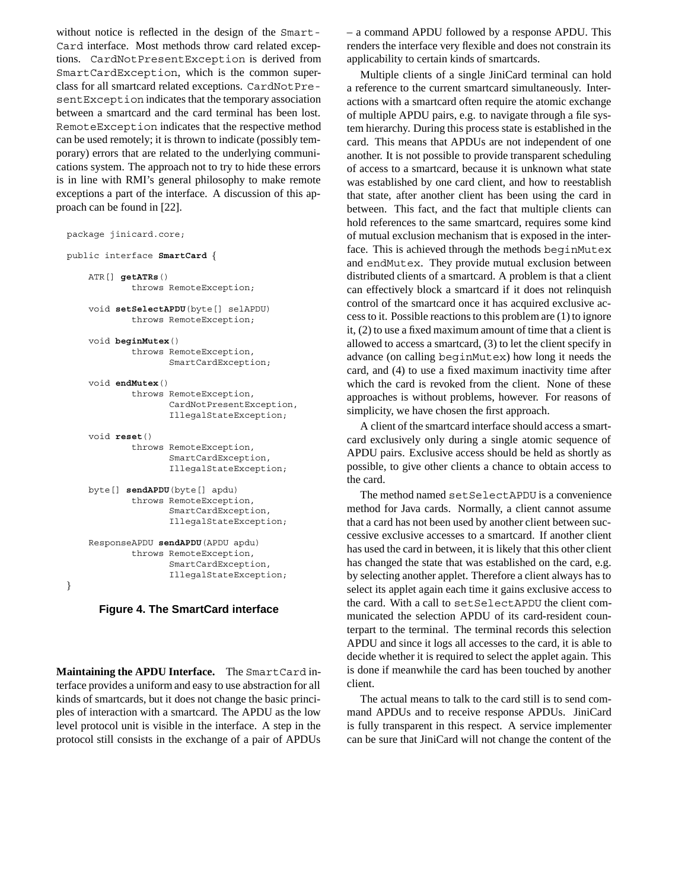without notice is reflected in the design of the SmartCard interface. Most methods throw card related exceptions. CardNotPresentException is derived from SmartCardException, which is the common superclass for all smartcard related exceptions. CardNotPresentException indicates that the temporary association between a smartcard and the card terminal has been lost. RemoteException indicates that the respective method can be used remotely; it is thrown to indicate (possibly temporary) errors that are related to the underlying communications system. The approach not to try to hide these errors is in line with RMI's general philosophy to make remote exceptions a part of the interface. A discussion of this approach can be found in [22].

```
package jinicard.core;

public interface SmartCard {

    ATR[] getATRs()
            throws RemoteException;

    void setSelectAPDU(byte[] selAPDU)
            throws RemoteException;

    void beginMutex()
            throws RemoteException,
                   SmartCardException;

    void endMutex()
            throws RemoteException,
                   CardNotPresentException,
                   IllegalStateException;

    void reset()
            throws RemoteException,
                   SmartCardException,
                   IllegalStateException;

    byte[] sendAPDU(byte[] apdu)
            throws RemoteException,
                   SmartCardException,
                   IllegalStateException;

    ResponseAPDU sendAPDU(APDU apdu)
            throws RemoteException,
                   SmartCardException,
                   IllegalStateException;
}
```

**Figure 4. The SmartCard interface**

**Maintaining the APDU Interface.** The SmartCard interface provides a uniform and easy to use abstraction for all kinds of smartcards, but it does not change the basic principles of interaction with a smartcard. The APDU as the low level protocol unit is visible in the interface. A step in the protocol still consists in the exchange of a pair of APDUs – a command APDU followed by a response APDU. This renders the interface very flexible and does not constrain its applicability to certain kinds of smartcards.

Multiple clients of a single JiniCard terminal can hold a reference to the current smartcard simultaneously. Interactions with a smartcard often require the atomic exchange of multiple APDU pairs, e.g. to navigate through a file system hierarchy. During this process state is established in the card. This means that APDUs are not independent of one another. It is not possible to provide transparent scheduling of access to a smartcard, because it is unknown what state was established by one card client, and how to reestablish that state, after another client has been using the card in between. This fact, and the fact that multiple clients can hold references to the same smartcard, requires some kind of mutual exclusion mechanism that is exposed in the interface. This is achieved through the methods beginMutex and endMutex. They provide mutual exclusion between distributed clients of a smartcard. A problem is that a client can effectively block a smartcard if it does not relinquish control of the smartcard once it has acquired exclusive access to it. Possible reactions to this problem are (1) to ignore it, (2) to use a fixed maximum amount of time that a client is allowed to access a smartcard, (3) to let the client specify in advance (on calling beginMutex) how long it needs the card, and (4) to use a fixed maximum inactivity time after which the card is revoked from the client. None of these approaches is without problems, however. For reasons of simplicity, we have chosen the first approach.

A client of the smartcard interface should access a smartcard exclusively only during a single atomic sequence of APDU pairs. Exclusive access should be held as shortly as possible, to give other clients a chance to obtain access to the card.

The method named setSelectAPDU is a convenience method for Java cards. Normally, a client cannot assume that a card has not been used by another client between successive exclusive accesses to a smartcard. If another client has used the card in between, it is likely that this other client has changed the state that was established on the card, e.g. by selecting another applet. Therefore a client always has to select its applet again each time it gains exclusive access to the card. With a call to setSelectAPDU the client communicated the selection APDU of its card-resident counterpart to the terminal. The terminal records this selection APDU and since it logs all accesses to the card, it is able to decide whether it is required to select the applet again. This is done if meanwhile the card has been touched by another client.

The actual means to talk to the card still is to send command APDUs and to receive response APDUs. JiniCard is fully transparent in this respect. A service implementer can be sure that JiniCard will not change the content of the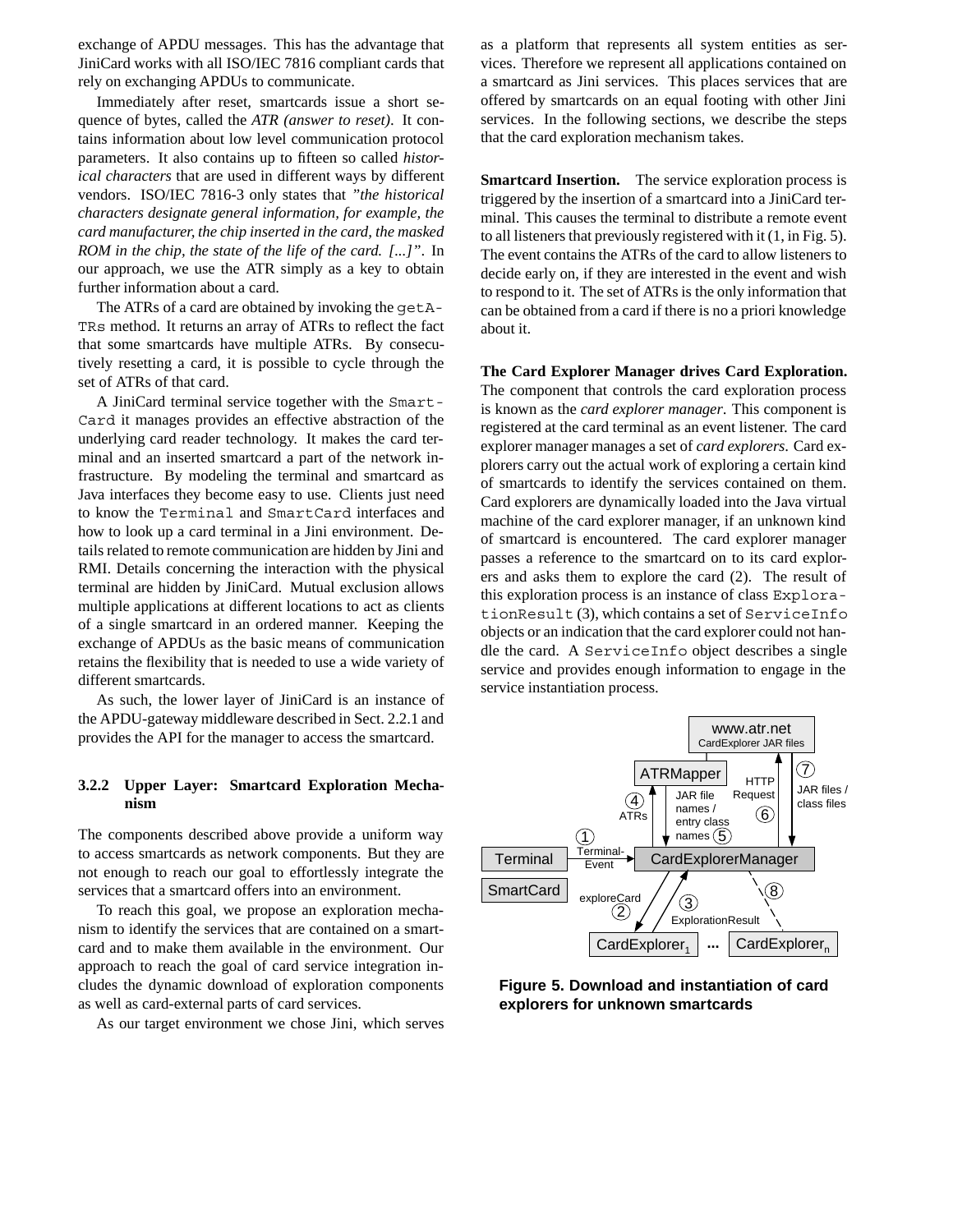exchange of APDU messages. This has the advantage that JiniCard works with all ISO/IEC 7816 compliant cards that rely on exchanging APDUs to communicate.

Immediately after reset, smartcards issue a short sequence of bytes, called the *ATR (answer to reset)*. It contains information about low level communication protocol parameters. It also contains up to fifteen so called *historical characters* that are used in different ways by different vendors. ISO/IEC 7816-3 only states that *"the historical characters designate general information, for example, the card manufacturer, the chip inserted in the card, the masked ROM in the chip, the state of the life of the card. [...]"*. In our approach, we use the ATR simply as a key to obtain further information about a card.

The ATRs of a card are obtained by invoking the `getATRs` method. It returns an array of ATRs to reflect the fact that some smartcards have multiple ATRs. By consecutively resetting a card, it is possible to cycle through the set of ATRs of that card.

A JiniCard terminal service together with the `SmartCard` it manages provides an effective abstraction of the underlying card reader technology. It makes the card terminal and an inserted smartcard a part of the network infrastructure. By modeling the terminal and smartcard as Java interfaces they become easy to use. Clients just need to know the `Terminal` and `SmartCard` interfaces and how to look up a card terminal in a Jini environment. Details related to remote communication are hidden by Jini and RMI. Details concerning the interaction with the physical terminal are hidden by JiniCard. Mutual exclusion allows multiple applications at different locations to act as clients of a single smartcard in an ordered manner. Keeping the exchange of APDUs as the basic means of communication retains the flexibility that is needed to use a wide variety of different smartcards.

As such, the lower layer of JiniCard is an instance of the APDU-gateway middleware described in Sect. 2.2.1 and provides the API for the manager to access the smartcard.

#### 3.2.2 Upper Layer: Smartcard Exploration Mechanism

The components described above provide a uniform way to access smartcards as network components. But they are not enough to reach our goal to effortlessly integrate the services that a smartcard offers into an environment.

To reach this goal, we propose an exploration mechanism to identify the services that are contained on a smartcard and to make them available in the environment. Our approach to reach the goal of card service integration includes the dynamic download of exploration components as well as card-external parts of card services.

As our target environment we chose Jini, which serves as a platform that represents all system entities as services. Therefore we represent all applications contained on a smartcard as Jini services. This places services that are offered by smartcards on an equal footing with other Jini services. In the following sections, we describe the steps that the card exploration mechanism takes.

**Smartcard Insertion.** The service exploration process is triggered by the insertion of a smartcard into a JiniCard terminal. This causes the terminal to distribute a remote event to all listeners that previously registered with it (1, in Fig. 5). The event contains the ATRs of the card to allow listeners to decide early on, if they are interested in the event and wish to respond to it. The set of ATRs is the only information that can be obtained from a card if there is no a priori knowledge about it.

**The Card Explorer Manager drives Card Exploration.** The component that controls the card exploration process is known as the *card explorer manager*. This component is registered at the card terminal as an event listener. The card explorer manager manages a set of *card explorers*. Card explorers carry out the actual work of exploring a certain kind of smartcards to identify the services contained on them. Card explorers are dynamically loaded into the Java virtual machine of the card explorer manager, if an unknown kind of smartcard is encountered. The card explorer manager passes a reference to the smartcard on to its card explorers and asks them to explore the card (2). The result of this exploration process is an instance of class `ExplorationResult` (3), which contains a set of `ServiceInfo` objects or an indication that the card explorer could not handle the card. A `ServiceInfo` object describes a single service and provides enough information to engage in the service instantiation process.

**Figure 5. Download and instantiation of card explorers for unknown smartcards**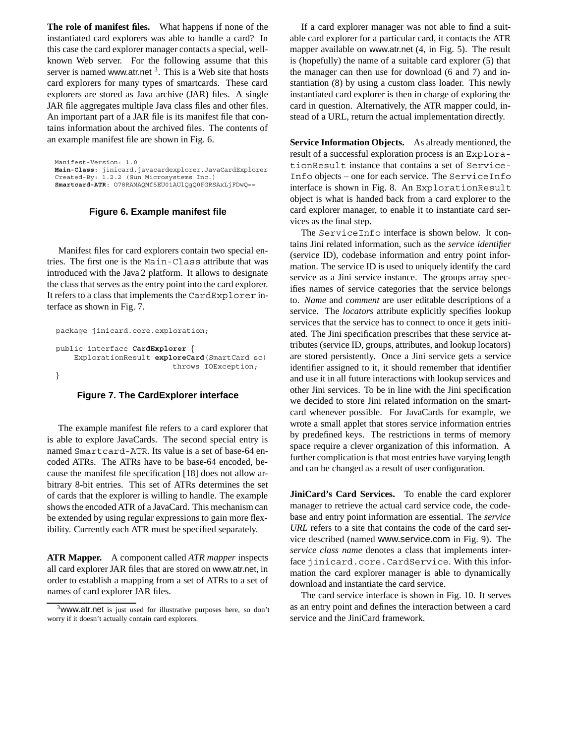**The role of manifest files.** What happens if none of the instantiated card explorers was able to handle a card? In this case the card explorer manager contacts a special, well-known Web server. For the following assume that this server is named www.atr.net [3]. This is a Web site that hosts card explorers for many types of smartcards. These card explorers are stored as Java archive (JAR) files. A single JAR file aggregates multiple Java class files and other files. An important part of a JAR file is its manifest file that contains information about the archived files. The contents of an example manifest file are shown in Fig. 6.

```
Manifest-Version: 1.0
Main-Class: jinicard.javacardexplorer.JavaCardExplorer
Created-By: 1.2.2 (Sun Microsystems Inc.)
Smartcard-ATR: O78RAMAQMf5EU01AU1QgQ0FGRSAxLjFDwQ==
```

**Figure 6. Example manifest file**

Manifest files for card explorers contain two special entries. The first one is the `Main-Class` attribute that was introduced with the Java 2 platform. It allows to designate the class that serves as the entry point into the card explorer. It refers to a class that implements the `CardExplorer` interface as shown in Fig. 7.

```
package jinicard.core.exploration;

public interface CardExplorer {
    ExplorationResult exploreCard(SmartCard sc)
                          throws IOException;
}
```

**Figure 7. The CardExplorer interface**

The example manifest file refers to a card explorer that is able to explore JavaCards. The second special entry is named `Smartcard-ATR`. Its value is a set of base-64 encoded ATRs. The ATRs have to be base-64 encoded, because the manifest file specification [18] does not allow arbitrary 8-bit entries. This set of ATRs determines the set of cards that the explorer is willing to handle. The example shows the encoded ATR of a JavaCard. This mechanism can be extended by using regular expressions to gain more flexibility. Currently each ATR must be specified separately.

**ATR Mapper.** A component called *ATR mapper* inspects all card explorer JAR files that are stored on www.atr.net, in order to establish a mapping from a set of ATRs to a set of names of card explorer JAR files.

[3] www.atr.net is just used for illustrative purposes here, so don't worry if it doesn't actually contain card explorers.

If a card explorer manager was not able to find a suitable card explorer for a particular card, it contacts the ATR mapper available on www.atr.net (4, in Fig. 5). The result is (hopefully) the name of a suitable card explorer (5) that the manager can then use for download (6 and 7) and instantiation (8) by using a custom class loader. This newly instantiated card explorer is then in charge of exploring the card in question. Alternatively, the ATR mapper could, instead of a URL, return the actual implementation directly.

**Service Information Objects.** As already mentioned, the result of a successful exploration process is an `ExplorationResult` instance that contains a set of `ServiceInfo` objects – one for each service. The `ServiceInfo` interface is shown in Fig. 8. An `ExplorationResult` object is what is handed back from a card explorer to the card explorer manager, to enable it to instantiate card services as the final step.

The `ServiceInfo` interface is shown below. It contains Jini related information, such as the *service identifier* (service ID), codebase information and entry point information. The service ID is used to uniquely identify the card service as a Jini service instance. The groups array specifies names of service categories that the service belongs to. *Name* and *comment* are user editable descriptions of a service. The *locators* attribute explicitly specifies lookup services that the service has to connect to once it gets initiated. The Jini specification prescribes that these service attributes (service ID, groups, attributes, and lookup locators) are stored persistently. Once a Jini service gets a service identifier assigned to it, it should remember that identifier and use it in all future interactions with lookup services and other Jini services. To be in line with the Jini specification we decided to store Jini related information on the smartcard whenever possible. For JavaCards for example, we wrote a small applet that stores service information entries by predefined keys. The restrictions in terms of memory space require a clever organization of this information. A further complication is that most entries have varying length and can be changed as a result of user configuration.

**JiniCard's Card Services.** To enable the card explorer manager to retrieve the actual card service code, the codebase and entry point information are essential. The *service URL* refers to a site that contains the code of the card service described (named www.service.com in Fig. 9). The *service class name* denotes a class that implements interface `jinicard.core.CardService`. With this information the card explorer manager is able to dynamically download and instantiate the card service.

The card service interface is shown in Fig. 10. It serves as an entry point and defines the interaction between a card service and the JiniCard framework.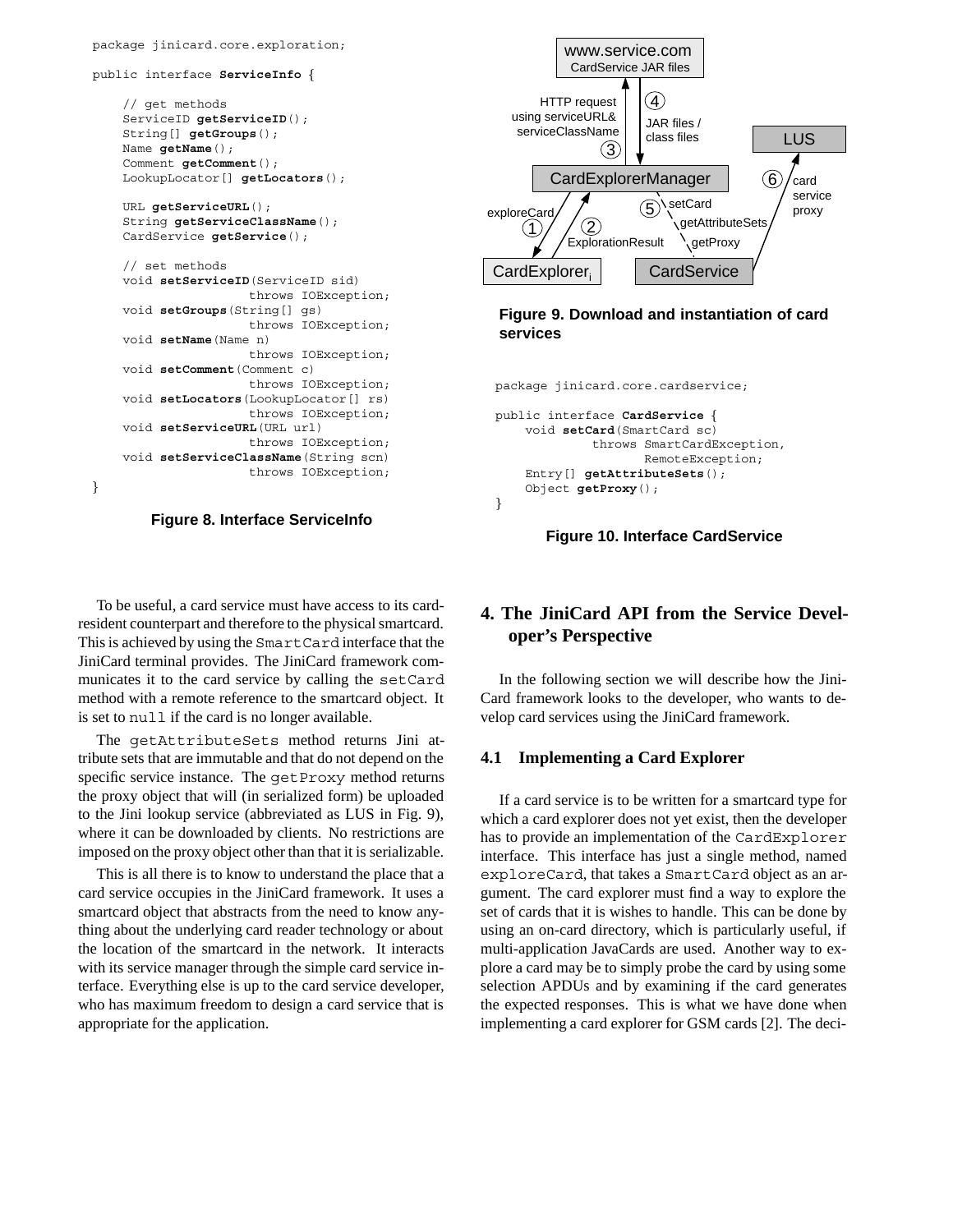```java
package jinicard.core.exploration;

public interface ServiceInfo {

    // get methods
    ServiceID getServiceID();
    String[] getGroups();
    Name getName();
    Comment getComment();
    LookupLocator[] getLocators();

    URL getServiceURL();
    String getServiceClassName();
    CardService getService();

    // set methods
    void setServiceID(ServiceID sid)
                    throws IOException;
    void setGroups(String[] gs)
                    throws IOException;
    void setName(Name n)
                    throws IOException;
    void setComment(Comment c)
                    throws IOException;
    void setLocators(LookupLocator[] rs)
                    throws IOException;
    void setServiceURL(URL url)
                    throws IOException;
    void setServiceClassName(String scn)
                    throws IOException;
}
```

**Figure 8. Interface ServiceInfo**

**Figure 9. Download and instantiation of card services**

```java
package jinicard.core.cardservice;

public interface CardService {
    void setCard(SmartCard sc)
            throws SmartCardException,
                   RemoteException;
    Entry[] getAttributeSets();
    Object getProxy();
}
```

**Figure 10. Interface CardService**

To be useful, a card service must have access to its card-resident counterpart and therefore to the physical smartcard. This is achieved by using the SmartCard interface that the JiniCard terminal provides. The JiniCard framework communicates it to the card service by calling the setCard method with a remote reference to the smartcard object. It is set to null if the card is no longer available.

The getAttributeSets method returns Jini attribute sets that are immutable and that do not depend on the specific service instance. The getProxy method returns the proxy object that will (in serialized form) be uploaded to the Jini lookup service (abbreviated as LUS in Fig. 9), where it can be downloaded by clients. No restrictions are imposed on the proxy object other than that it is serializable.

This is all there is to know to understand the place that a card service occupies in the JiniCard framework. It uses a smartcard object that abstracts from the need to know anything about the underlying card reader technology or about the location of the smartcard in the network. It interacts with its service manager through the simple card service interface. Everything else is up to the card service developer, who has maximum freedom to design a card service that is appropriate for the application.

## 4. The JiniCard API from the Service Developer's Perspective

In the following section we will describe how the JiniCard framework looks to the developer, who wants to develop card services using the JiniCard framework.

### 4.1 Implementing a Card Explorer

If a card service is to be written for a smartcard type for which a card explorer does not yet exist, then the developer has to provide an implementation of the CardExplorer interface. This interface has just a single method, named exploreCard, that takes a SmartCard object as an argument. The card explorer must find a way to explore the set of cards that it is wishes to handle. This can be done by using an on-card directory, which is particularly useful, if multi-application JavaCards are used. Another way to explore a card may be to simply probe the card by using some selection APDUs and by examining if the card generates the expected responses. This is what we have done when implementing a card explorer for GSM cards [2]. The deci-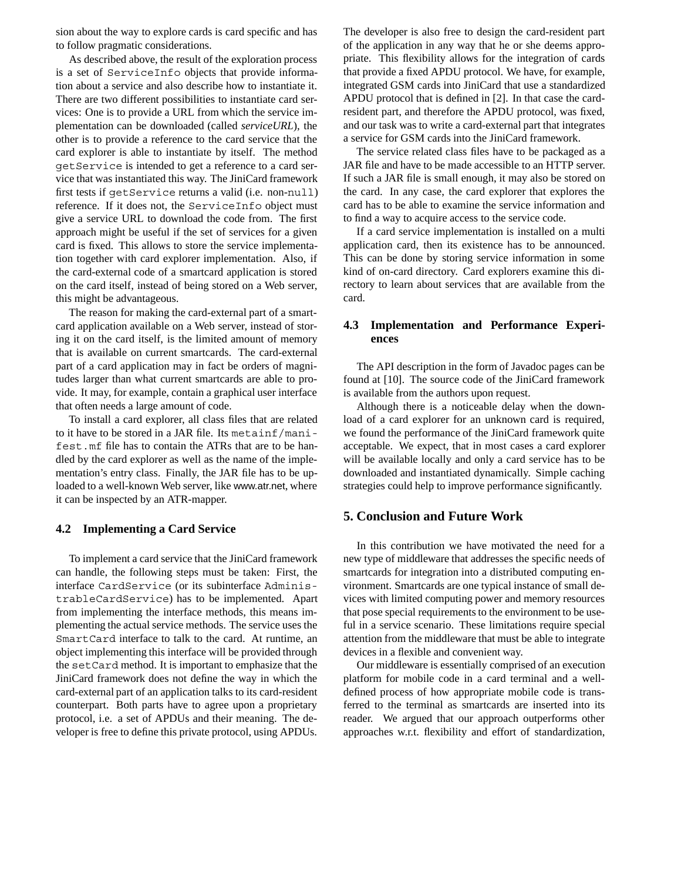sion about the way to explore cards is card specific and has to follow pragmatic considerations.

As described above, the result of the exploration process is a set of `ServiceInfo` objects that provide information about a service and also describe how to instantiate it. There are two different possibilities to instantiate card services: One is to provide a URL from which the service implementation can be downloaded (called *serviceURL*), the other is to provide a reference to the card service that the card explorer is able to instantiate by itself. The method `getService` is intended to get a reference to a card service that was instantiated this way. The JiniCard framework first tests if `getService` returns a valid (i.e. non-`null`) reference. If it does not, the `ServiceInfo` object must give a service URL to download the code from. The first approach might be useful if the set of services for a given card is fixed. This allows to store the service implementation together with card explorer implementation. Also, if the card-external code of a smartcard application is stored on the card itself, instead of being stored on a Web server, this might be advantageous.

The reason for making the card-external part of a smartcard application available on a Web server, instead of storing it on the card itself, is the limited amount of memory that is available on current smartcards. The card-external part of a card application may in fact be orders of magnitudes larger than what current smartcards are able to provide. It may, for example, contain a graphical user interface that often needs a large amount of code.

To install a card explorer, all class files that are related to it have to be stored in a JAR file. Its `metainf/manifest.mf` file has to contain the ATRs that are to be handled by the card explorer as well as the name of the implementation's entry class. Finally, the JAR file has to be uploaded to a well-known Web server, like www.atr.net, where it can be inspected by an ATR-mapper.

### 4.2 Implementing a Card Service

To implement a card service that the JiniCard framework can handle, the following steps must be taken: First, the interface `CardService` (or its subinterface `AdministrableCardService`) has to be implemented. Apart from implementing the interface methods, this means implementing the actual service methods. The service uses the `SmartCard` interface to talk to the card. At runtime, an object implementing this interface will be provided through the `setCard` method. It is important to emphasize that the JiniCard framework does not define the way in which the card-external part of an application talks to its card-resident counterpart. Both parts have to agree upon a proprietary protocol, i.e. a set of APDUs and their meaning. The developer is free to define this private protocol, using APDUs. The developer is also free to design the card-resident part of the application in any way that he or she deems appropriate. This flexibility allows for the integration of cards that provide a fixed APDU protocol. We have, for example, integrated GSM cards into JiniCard that use a standardized APDU protocol that is defined in [2]. In that case the card-resident part, and therefore the APDU protocol, was fixed, and our task was to write a card-external part that integrates a service for GSM cards into the JiniCard framework.

The service related class files have to be packaged as a JAR file and have to be made accessible to an HTTP server. If such a JAR file is small enough, it may also be stored on the card. In any case, the card explorer that explores the card has to be able to examine the service information and to find a way to acquire access to the service code.

If a card service implementation is installed on a multi application card, then its existence has to be announced. This can be done by storing service information in some kind of on-card directory. Card explorers examine this directory to learn about services that are available from the card.

### 4.3 Implementation and Performance Experiences

The API description in the form of Javadoc pages can be found at [10]. The source code of the JiniCard framework is available from the authors upon request.

Although there is a noticeable delay when the download of a card explorer for an unknown card is required, we found the performance of the JiniCard framework quite acceptable. We expect, that in most cases a card explorer will be available locally and only a card service has to be downloaded and instantiated dynamically. Simple caching strategies could help to improve performance significantly.

## 5. Conclusion and Future Work

In this contribution we have motivated the need for a new type of middleware that addresses the specific needs of smartcards for integration into a distributed computing environment. Smartcards are one typical instance of small devices with limited computing power and memory resources that pose special requirements to the environment to be useful in a service scenario. These limitations require special attention from the middleware that must be able to integrate devices in a flexible and convenient way.

Our middleware is essentially comprised of an execution platform for mobile code in a card terminal and a well-defined process of how appropriate mobile code is transferred to the terminal as smartcards are inserted into its reader. We argued that our approach outperforms other approaches w.r.t. flexibility and effort of standardization,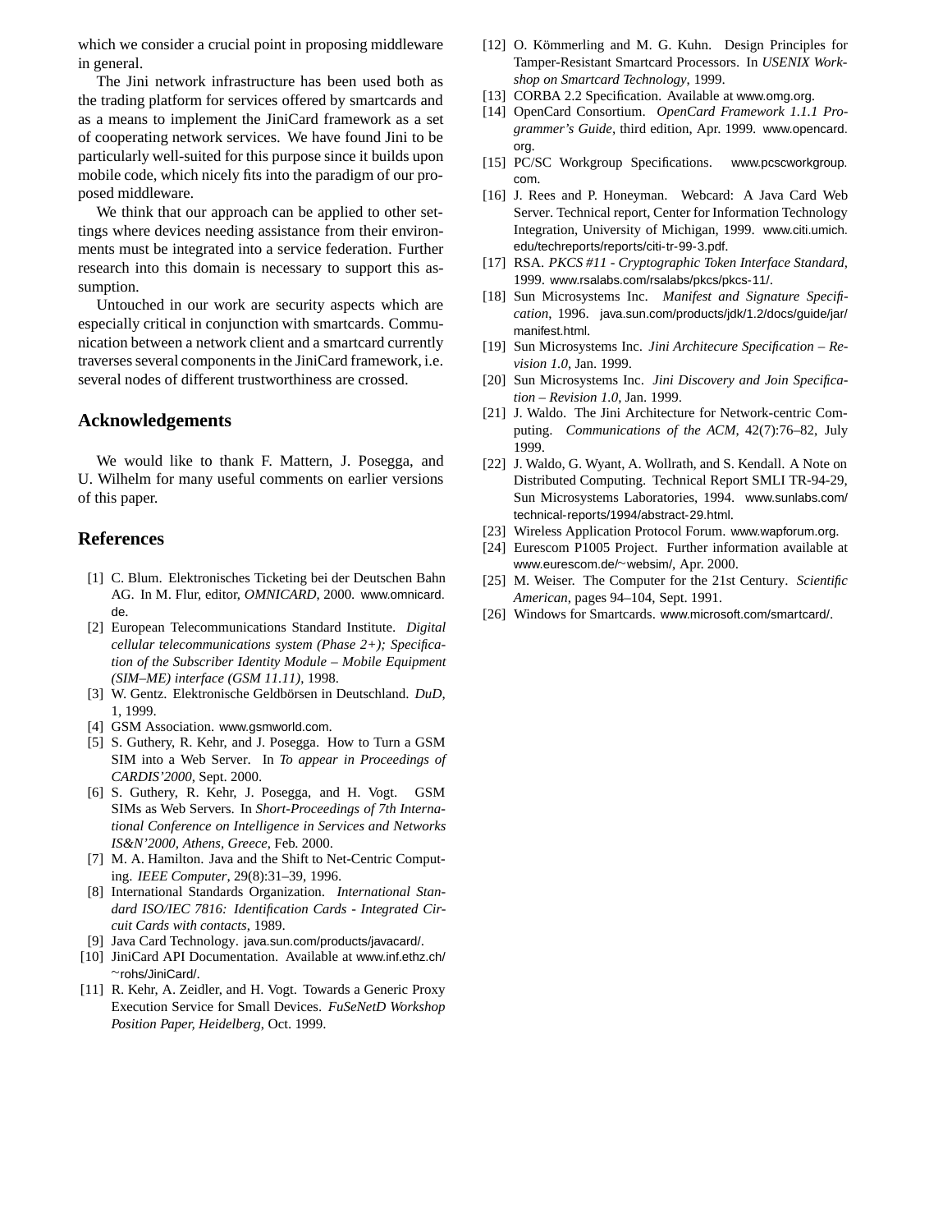which we consider a crucial point in proposing middleware in general.

The Jini network infrastructure has been used both as the trading platform for services offered by smartcards and as a means to implement the JiniCard framework as a set of cooperating network services. We have found Jini to be particularly well-suited for this purpose since it builds upon mobile code, which nicely fits into the paradigm of our proposed middleware.

We think that our approach can be applied to other settings where devices needing assistance from their environments must be integrated into a service federation. Further research into this domain is necessary to support this assumption.

Untouched in our work are security aspects which are especially critical in conjunction with smartcards. Communication between a network client and a smartcard currently traverses several components in the JiniCard framework, i.e. several nodes of different trustworthiness are crossed.

## Acknowledgements

We would like to thank F. Mattern, J. Posegga, and U. Wilhelm for many useful comments on earlier versions of this paper.

## References

[1] C. Blum. Elektronisches Ticketing bei der Deutschen Bahn AG. In M. Flur, editor, *OMNICARD*, 2000. www.omnicard.de.

[2] European Telecommunications Standard Institute. *Digital cellular telecommunications system (Phase 2+); Specification of the Subscriber Identity Module – Mobile Equipment (SIM–ME) interface (GSM 11.11)*, 1998.

[3] W. Gentz. Elektronische Geldbörsen in Deutschland. *DuD*, 1, 1999.

[4] GSM Association. www.gsmworld.com.

[5] S. Guthery, R. Kehr, and J. Posegga. How to Turn a GSM SIM into a Web Server. In *To appear in Proceedings of CARDIS'2000*, Sept. 2000.

[6] S. Guthery, R. Kehr, J. Posegga, and H. Vogt. GSM SIMs as Web Servers. In *Short-Proceedings of 7th International Conference on Intelligence in Services and Networks IS&N'2000, Athens, Greece*, Feb. 2000.

[7] M. A. Hamilton. Java and the Shift to Net-Centric Computing. *IEEE Computer*, 29(8):31–39, 1996.

[8] International Standards Organization. *International Standard ISO/IEC 7816: Identification Cards - Integrated Circuit Cards with contacts*, 1989.

[9] Java Card Technology. java.sun.com/products/javacard/.

[10] JiniCard API Documentation. Available at www.inf.ethz.ch/~rohs/JiniCard/.

[11] R. Kehr, A. Zeidler, and H. Vogt. Towards a Generic Proxy Execution Service for Small Devices. *FuSeNetD Workshop Position Paper, Heidelberg*, Oct. 1999.

[12] O. Kömmerling and M. G. Kuhn. Design Principles for Tamper-Resistant Smartcard Processors. In *USENIX Workshop on Smartcard Technology*, 1999.

[13] CORBA 2.2 Specification. Available at www.omg.org.

[14] OpenCard Consortium. *OpenCard Framework 1.1.1 Programmer's Guide*, third edition, Apr. 1999. www.opencard.org.

[15] PC/SC Workgroup Specifications. www.pcscworkgroup.com.

[16] J. Rees and P. Honeyman. Webcard: A Java Card Web Server. Technical report, Center for Information Technology Integration, University of Michigan, 1999. www.citi.umich.edu/techreports/reports/citi-tr-99-3.pdf.

[17] RSA. *PKCS #11 - Cryptographic Token Interface Standard*, 1999. www.rsalabs.com/rsalabs/pkcs/pkcs-11/.

[18] Sun Microsystems Inc. *Manifest and Signature Specification*, 1996. java.sun.com/products/jdk/1.2/docs/guide/jar/manifest.html.

[19] Sun Microsystems Inc. *Jini Architecure Specification – Revision 1.0*, Jan. 1999.

[20] Sun Microsystems Inc. *Jini Discovery and Join Specification – Revision 1.0*, Jan. 1999.

[21] J. Waldo. The Jini Architecture for Network-centric Computing. *Communications of the ACM*, 42(7):76–82, July 1999.

[22] J. Waldo, G. Wyant, A. Wollrath, and S. Kendall. A Note on Distributed Computing. Technical Report SMLI TR-94-29, Sun Microsystems Laboratories, 1994. www.sunlabs.com/technical-reports/1994/abstract-29.html.

[23] Wireless Application Protocol Forum. www.wapforum.org.

[24] Eurescom P1005 Project. Further information available at www.eurescom.de/~websim/, Apr. 2000.

[25] M. Weiser. The Computer for the 21st Century. *Scientific American*, pages 94–104, Sept. 1991.

[26] Windows for Smartcards. www.microsoft.com/smartcard/.